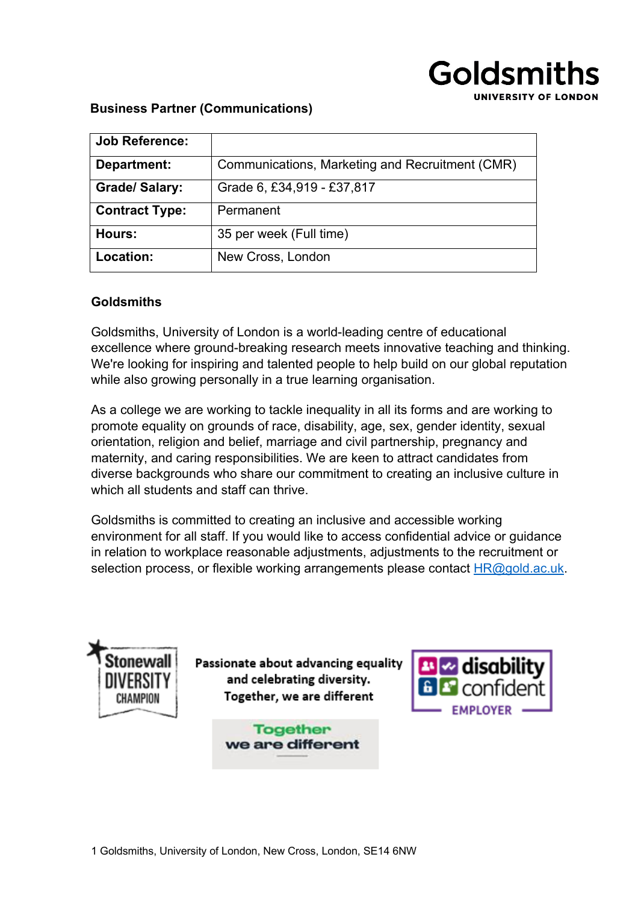**Business Partner (Communications)**

| Job Reference: | |
|---|---|
| Department: | Communications, Marketing and Recruitment (CMR) |
| Grade/ Salary: | Grade 6, £34,919 - £37,817 |
| Contract Type: | Permanent |
| Hours: | 35 per week (Full time) |
| Location: | New Cross, London |

**Goldsmiths**

Goldsmiths, University of London is a world-leading centre of educational excellence where ground-breaking research meets innovative teaching and thinking. We're looking for inspiring and talented people to help build on our global reputation while also growing personally in a true learning organisation.

As a college we are working to tackle inequality in all its forms and are working to promote equality on grounds of race, disability, age, sex, gender identity, sexual orientation, religion and belief, marriage and civil partnership, pregnancy and maternity, and caring responsibilities. We are keen to attract candidates from diverse backgrounds who share our commitment to creating an inclusive culture in which all students and staff can thrive.

Goldsmiths is committed to creating an inclusive and accessible working environment for all staff. If you would like to access confidential advice or guidance in relation to workplace reasonable adjustments, adjustments to the recruitment or selection process, or flexible working arrangements please contact HR@gold.ac.uk.

Passionate about advancing equality and celebrating diversity. Together, we are different

Goldsmiths, University of London, New Cross, London, SE14 6NW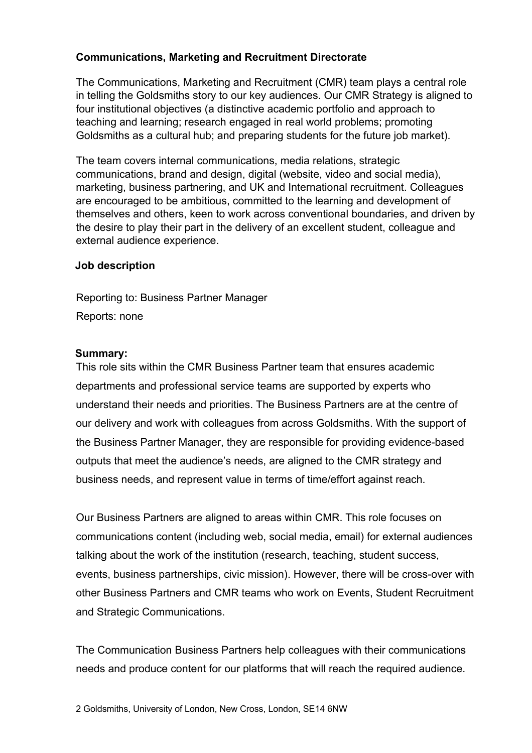## Communications, Marketing and Recruitment Directorate

The Communications, Marketing and Recruitment (CMR) team plays a central role in telling the Goldsmiths story to our key audiences. Our CMR Strategy is aligned to four institutional objectives (a distinctive academic portfolio and approach to teaching and learning; research engaged in real world problems; promoting Goldsmiths as a cultural hub; and preparing students for the future job market).

The team covers internal communications, media relations, strategic communications, brand and design, digital (website, video and social media), marketing, business partnering, and UK and International recruitment. Colleagues are encouraged to be ambitious, committed to the learning and development of themselves and others, keen to work across conventional boundaries, and driven by the desire to play their part in the delivery of an excellent student, colleague and external audience experience.

## Job description

Reporting to: Business Partner Manager

Reports: none

**Summary:**

This role sits within the CMR Business Partner team that ensures academic departments and professional service teams are supported by experts who understand their needs and priorities. The Business Partners are at the centre of our delivery and work with colleagues from across Goldsmiths. With the support of the Business Partner Manager, they are responsible for providing evidence-based outputs that meet the audience's needs, are aligned to the CMR strategy and business needs, and represent value in terms of time/effort against reach.

Our Business Partners are aligned to areas within CMR. This role focuses on communications content (including web, social media, email) for external audiences talking about the work of the institution (research, teaching, student success, events, business partnerships, civic mission). However, there will be cross-over with other Business Partners and CMR teams who work on Events, Student Recruitment and Strategic Communications.

The Communication Business Partners help colleagues with their communications needs and produce content for our platforms that will reach the required audience.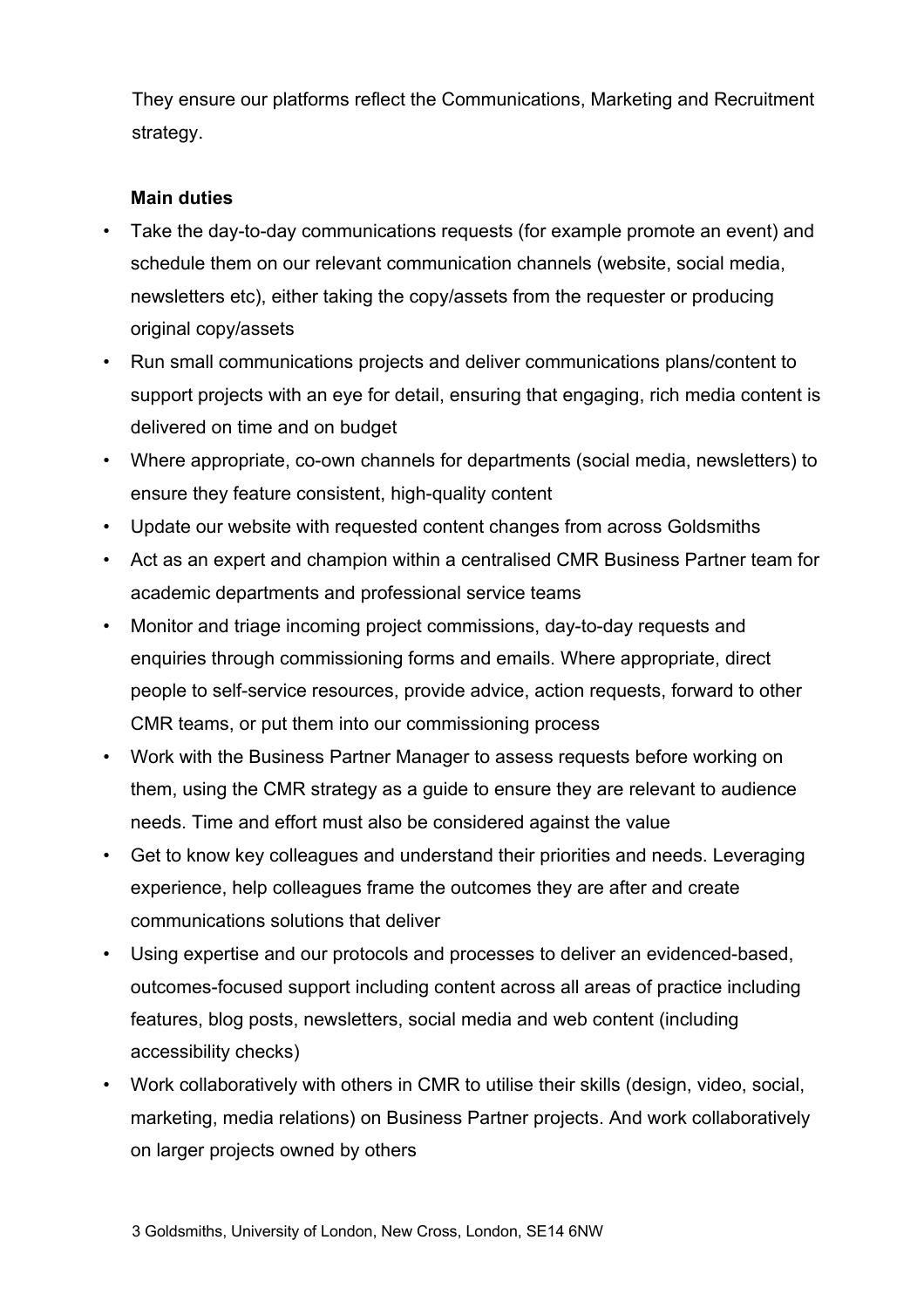They ensure our platforms reflect the Communications, Marketing and Recruitment strategy.

**Main duties**

- Take the day-to-day communications requests (for example promote an event) and schedule them on our relevant communication channels (website, social media, newsletters etc), either taking the copy/assets from the requester or producing original copy/assets
- Run small communications projects and deliver communications plans/content to support projects with an eye for detail, ensuring that engaging, rich media content is delivered on time and on budget
- Where appropriate, co-own channels for departments (social media, newsletters) to ensure they feature consistent, high-quality content
- Update our website with requested content changes from across Goldsmiths
- Act as an expert and champion within a centralised CMR Business Partner team for academic departments and professional service teams
- Monitor and triage incoming project commissions, day-to-day requests and enquiries through commissioning forms and emails. Where appropriate, direct people to self-service resources, provide advice, action requests, forward to other CMR teams, or put them into our commissioning process
- Work with the Business Partner Manager to assess requests before working on them, using the CMR strategy as a guide to ensure they are relevant to audience needs. Time and effort must also be considered against the value
- Get to know key colleagues and understand their priorities and needs. Leveraging experience, help colleagues frame the outcomes they are after and create communications solutions that deliver
- Using expertise and our protocols and processes to deliver an evidenced-based, outcomes-focused support including content across all areas of practice including features, blog posts, newsletters, social media and web content (including accessibility checks)
- Work collaboratively with others in CMR to utilise their skills (design, video, social, marketing, media relations) on Business Partner projects. And work collaboratively on larger projects owned by others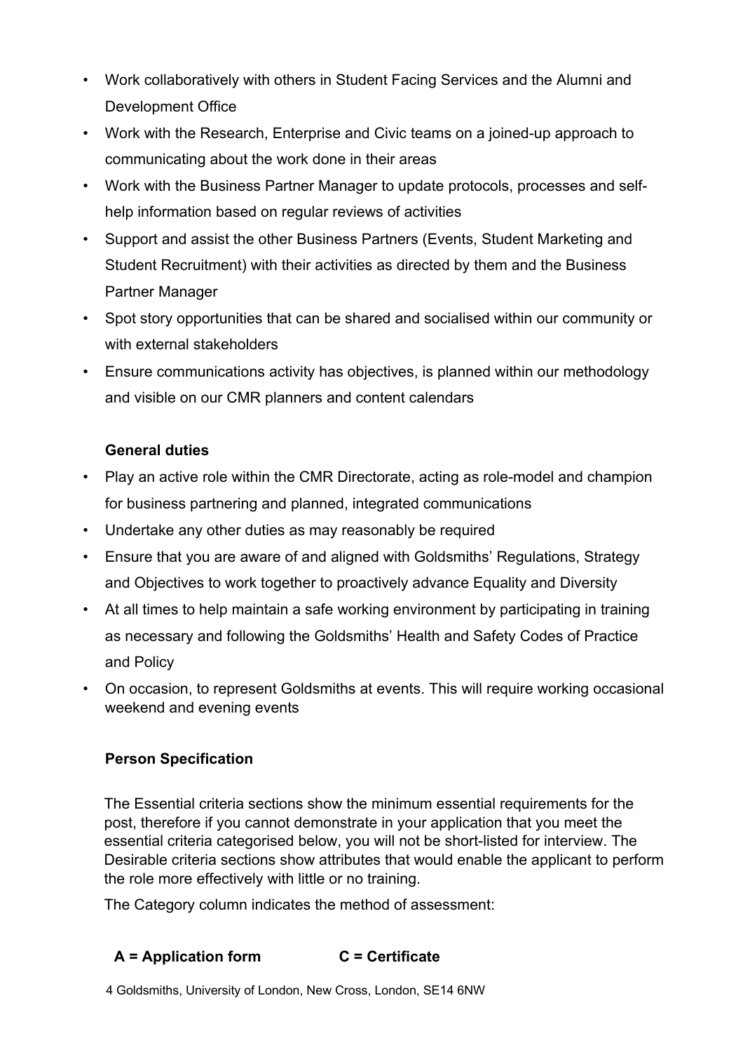- Work collaboratively with others in Student Facing Services and the Alumni and Development Office
- Work with the Research, Enterprise and Civic teams on a joined-up approach to communicating about the work done in their areas
- Work with the Business Partner Manager to update protocols, processes and self-help information based on regular reviews of activities
- Support and assist the other Business Partners (Events, Student Marketing and Student Recruitment) with their activities as directed by them and the Business Partner Manager
- Spot story opportunities that can be shared and socialised within our community or with external stakeholders
- Ensure communications activity has objectives, is planned within our methodology and visible on our CMR planners and content calendars

**General duties**

- Play an active role within the CMR Directorate, acting as role-model and champion for business partnering and planned, integrated communications
- Undertake any other duties as may reasonably be required
- Ensure that you are aware of and aligned with Goldsmiths' Regulations, Strategy and Objectives to work together to proactively advance Equality and Diversity
- At all times to help maintain a safe working environment by participating in training as necessary and following the Goldsmiths' Health and Safety Codes of Practice and Policy
- On occasion, to represent Goldsmiths at events. This will require working occasional weekend and evening events

**Person Specification**

The Essential criteria sections show the minimum essential requirements for the post, therefore if you cannot demonstrate in your application that you meet the essential criteria categorised below, you will not be short-listed for interview. The Desirable criteria sections show attributes that would enable the applicant to perform the role more effectively with little or no training.

The Category column indicates the method of assessment:

**A = Application form** **C = Certificate**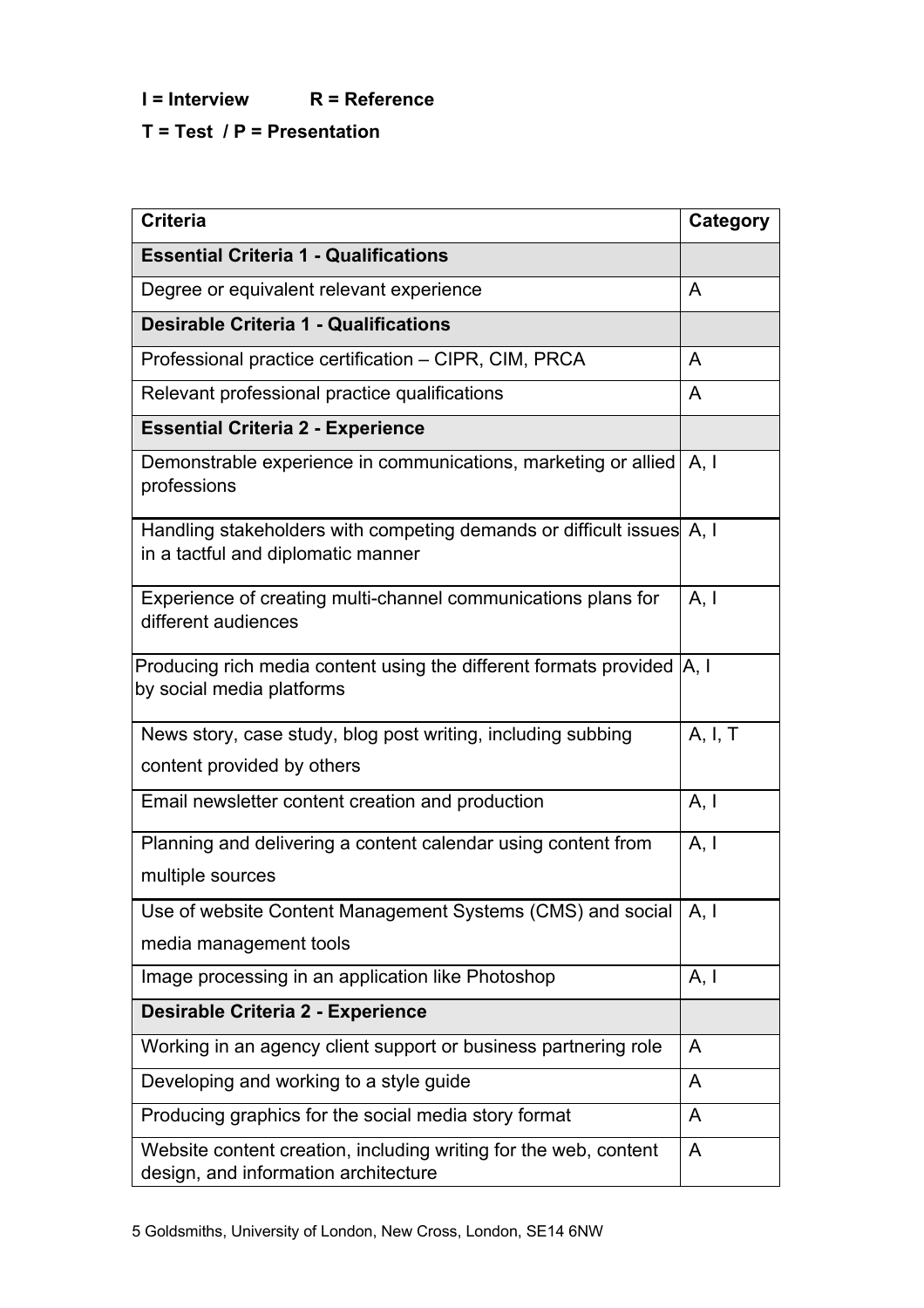**I = Interview R = Reference**

**T = Test / P = Presentation**

| Criteria | Category |
|---|---|
| **Essential Criteria 1 - Qualifications** | |
| Degree or equivalent relevant experience | A |
| **Desirable Criteria 1 - Qualifications** | |
| Professional practice certification – CIPR, CIM, PRCA | A |
| Relevant professional practice qualifications | A |
| **Essential Criteria 2 - Experience** | |
| Demonstrable experience in communications, marketing or allied professions | A, I |
| Handling stakeholders with competing demands or difficult issues in a tactful and diplomatic manner | A, I |
| Experience of creating multi-channel communications plans for different audiences | A, I |
| Producing rich media content using the different formats provided by social media platforms | A, I |
| News story, case study, blog post writing, including subbing content provided by others | A, I, T |
| Email newsletter content creation and production | A, I |
| Planning and delivering a content calendar using content from multiple sources | A, I |
| Use of website Content Management Systems (CMS) and social media management tools | A, I |
| Image processing in an application like Photoshop | A, I |
| **Desirable Criteria 2 - Experience** | |
| Working in an agency client support or business partnering role | A |
| Developing and working to a style guide | A |
| Producing graphics for the social media story format | A |
| Website content creation, including writing for the web, content design, and information architecture | A |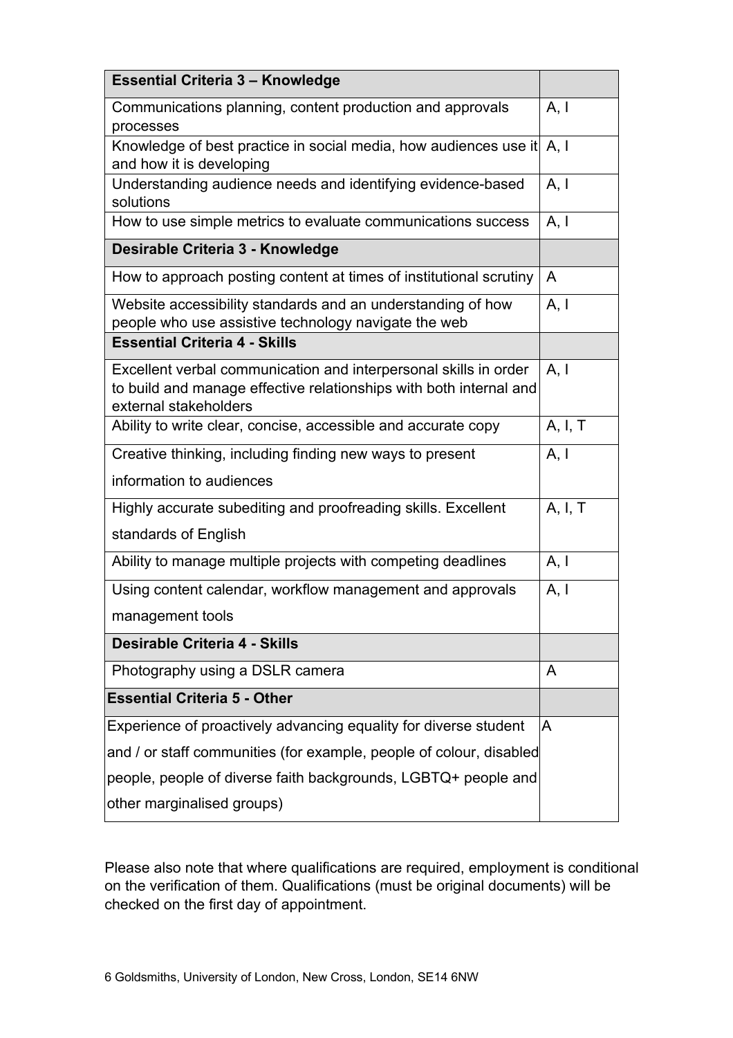| Essential Criteria 3 – Knowledge | |
|---|---|
| Communications planning, content production and approvals processes | A, I |
| Knowledge of best practice in social media, how audiences use it and how it is developing | A, I |
| Understanding audience needs and identifying evidence-based solutions | A, I |
| How to use simple metrics to evaluate communications success | A, I |
| **Desirable Criteria 3 - Knowledge** | |
| How to approach posting content at times of institutional scrutiny | A |
| Website accessibility standards and an understanding of how people who use assistive technology navigate the web | A, I |
| **Essential Criteria 4 - Skills** | |
| Excellent verbal communication and interpersonal skills in order to build and manage effective relationships with both internal and external stakeholders | A, I |
| Ability to write clear, concise, accessible and accurate copy | A, I, T |
| Creative thinking, including finding new ways to present information to audiences | A, I |
| Highly accurate subediting and proofreading skills. Excellent standards of English | A, I, T |
| Ability to manage multiple projects with competing deadlines | A, I |
| Using content calendar, workflow management and approvals management tools | A, I |
| **Desirable Criteria 4 - Skills** | |
| Photography using a DSLR camera | A |
| **Essential Criteria 5 - Other** | |
| Experience of proactively advancing equality for diverse student and / or staff communities (for example, people of colour, disabled people, people of diverse faith backgrounds, LGBTQ+ people and other marginalised groups) | A |

Please also note that where qualifications are required, employment is conditional on the verification of them. Qualifications (must be original documents) will be checked on the first day of appointment.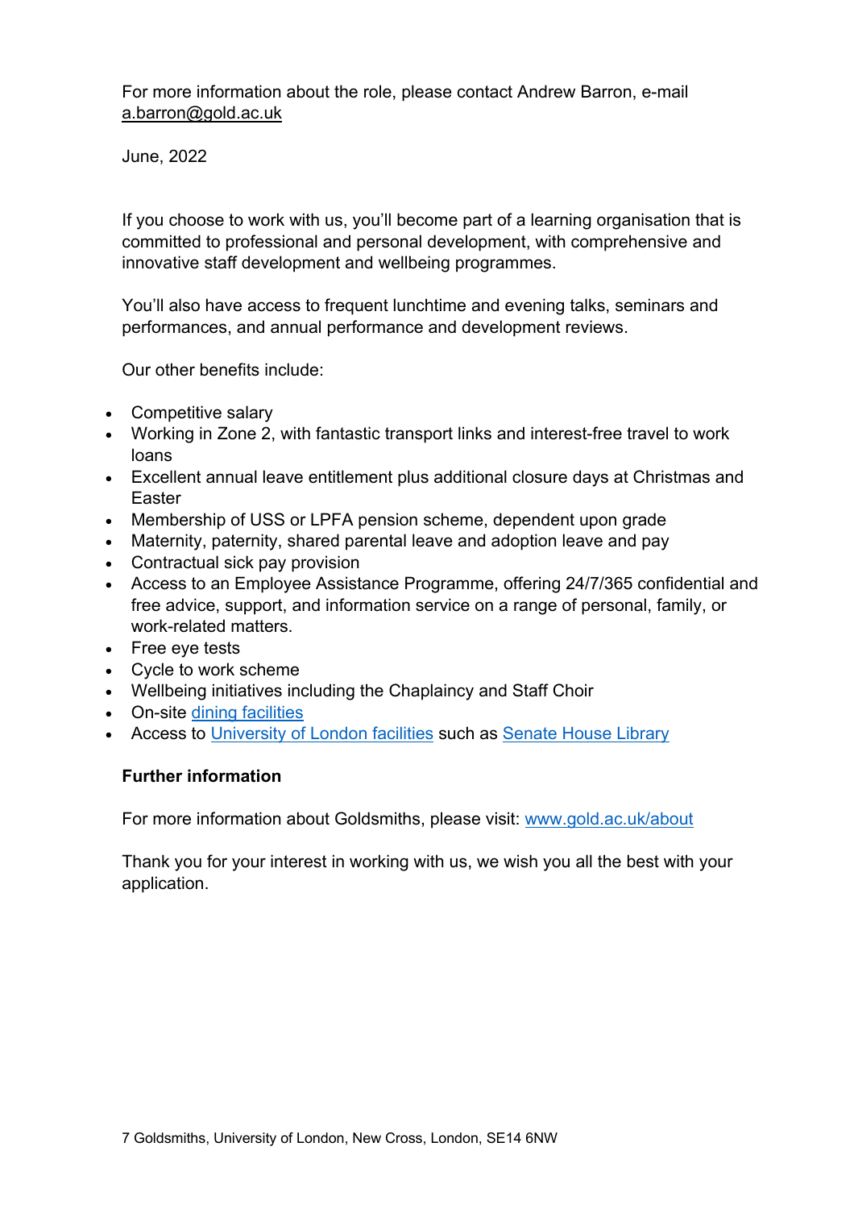For more information about the role, please contact Andrew Barron, e-mail a.barron@gold.ac.uk

June, 2022

If you choose to work with us, you'll become part of a learning organisation that is committed to professional and personal development, with comprehensive and innovative staff development and wellbeing programmes.

You'll also have access to frequent lunchtime and evening talks, seminars and performances, and annual performance and development reviews.

Our other benefits include:

- Competitive salary
- Working in Zone 2, with fantastic transport links and interest-free travel to work loans
- Excellent annual leave entitlement plus additional closure days at Christmas and Easter
- Membership of USS or LPFA pension scheme, dependent upon grade
- Maternity, paternity, shared parental leave and adoption leave and pay
- Contractual sick pay provision
- Access to an Employee Assistance Programme, offering 24/7/365 confidential and free advice, support, and information service on a range of personal, family, or work-related matters.
- Free eye tests
- Cycle to work scheme
- Wellbeing initiatives including the Chaplaincy and Staff Choir
- On-site dining facilities
- Access to University of London facilities such as Senate House Library

**Further information**

For more information about Goldsmiths, please visit: www.gold.ac.uk/about

Thank you for your interest in working with us, we wish you all the best with your application.